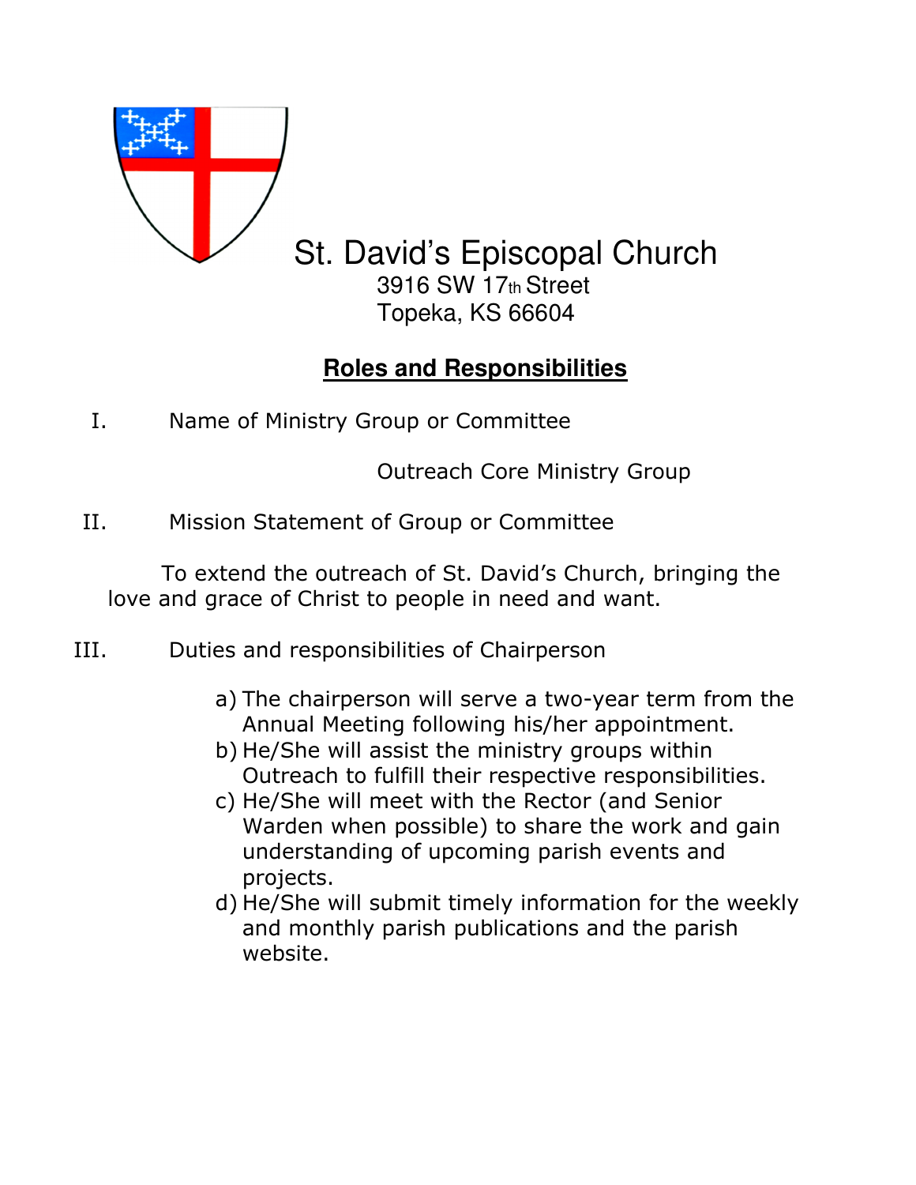# St. David's Episcopal Church

3916 SW 17th Street
Topeka, KS 66604

## **Roles and Responsibilities**

I. Name of Ministry Group or Committee

Outreach Core Ministry Group

II. Mission Statement of Group or Committee

To extend the outreach of St. David's Church, bringing the love and grace of Christ to people in need and want.

III. Duties and responsibilities of Chairperson

a) The chairperson will serve a two-year term from the Annual Meeting following his/her appointment.
b) He/She will assist the ministry groups within Outreach to fulfill their respective responsibilities.
c) He/She will meet with the Rector (and Senior Warden when possible) to share the work and gain understanding of upcoming parish events and projects.
d) He/She will submit timely information for the weekly and monthly parish publications and the parish website.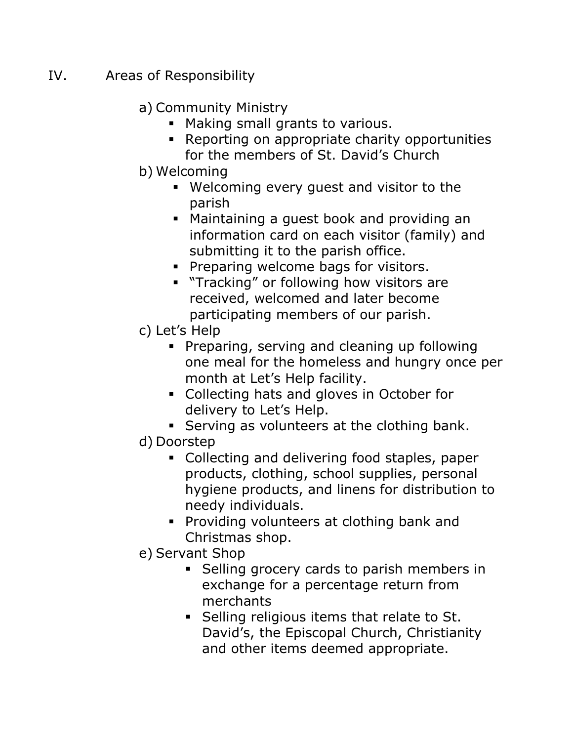IV. Areas of Responsibility

a) Community Ministry
   - Making small grants to various.
   - Reporting on appropriate charity opportunities for the members of St. David's Church

b) Welcoming
   - Welcoming every guest and visitor to the parish
   - Maintaining a guest book and providing an information card on each visitor (family) and submitting it to the parish office.
   - Preparing welcome bags for visitors.
   - "Tracking" or following how visitors are received, welcomed and later become participating members of our parish.

c) Let's Help
   - Preparing, serving and cleaning up following one meal for the homeless and hungry once per month at Let's Help facility.
   - Collecting hats and gloves in October for delivery to Let's Help.
   - Serving as volunteers at the clothing bank.

d) Doorstep
   - Collecting and delivering food staples, paper products, clothing, school supplies, personal hygiene products, and linens for distribution to needy individuals.
   - Providing volunteers at clothing bank and Christmas shop.

e) Servant Shop
   - Selling grocery cards to parish members in exchange for a percentage return from merchants
   - Selling religious items that relate to St. David's, the Episcopal Church, Christianity and other items deemed appropriate.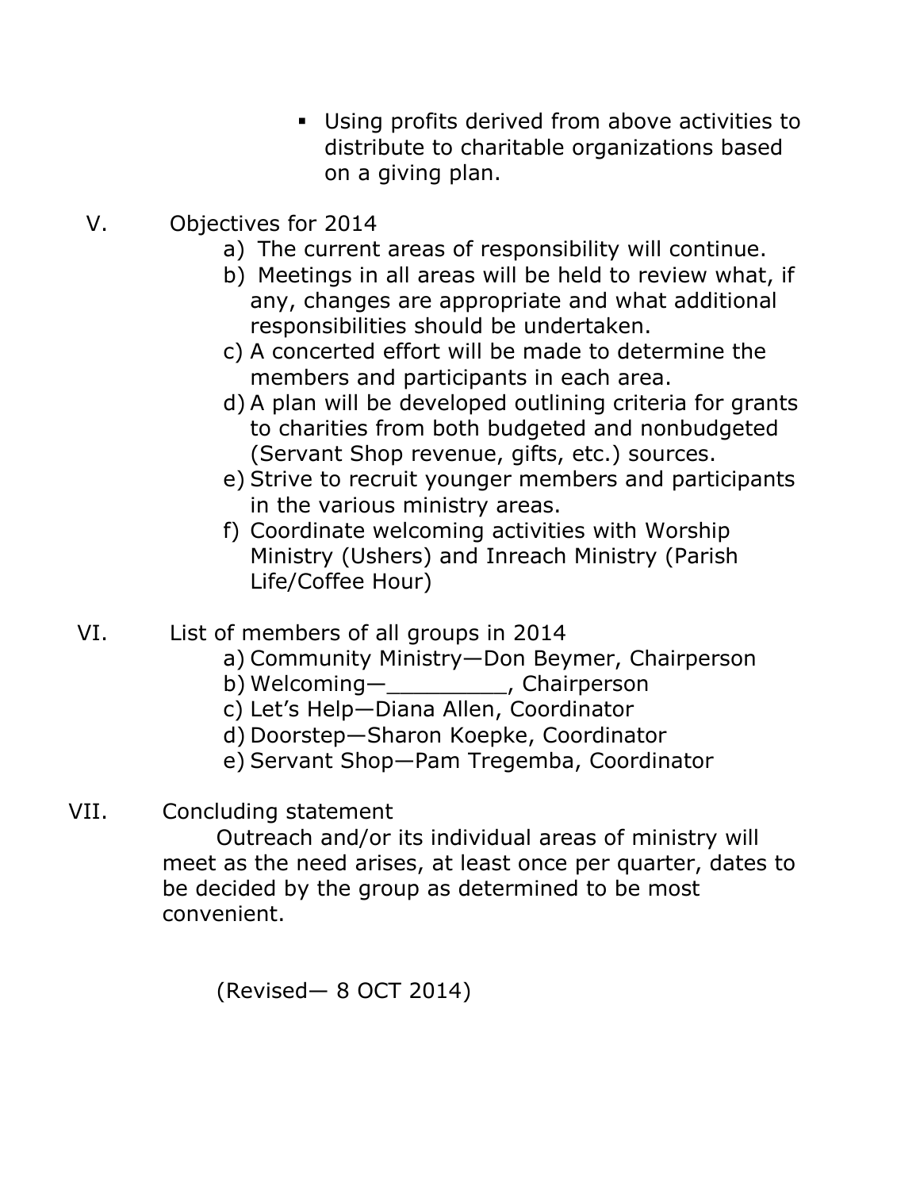- Using profits derived from above activities to distribute to charitable organizations based on a giving plan.

V. Objectives for 2014

a) The current areas of responsibility will continue.
b) Meetings in all areas will be held to review what, if any, changes are appropriate and what additional responsibilities should be undertaken.
c) A concerted effort will be made to determine the members and participants in each area.
d) A plan will be developed outlining criteria for grants to charities from both budgeted and nonbudgeted (Servant Shop revenue, gifts, etc.) sources.
e) Strive to recruit younger members and participants in the various ministry areas.
f) Coordinate welcoming activities with Worship Ministry (Ushers) and Inreach Ministry (Parish Life/Coffee Hour)

VI. List of members of all groups in 2014

a) Community Ministry—Don Beymer, Chairperson
b) Welcoming—_________, Chairperson
c) Let's Help—Diana Allen, Coordinator
d) Doorstep—Sharon Koepke, Coordinator
e) Servant Shop—Pam Tregemba, Coordinator

VII. Concluding statement

Outreach and/or its individual areas of ministry will meet as the need arises, at least once per quarter, dates to be decided by the group as determined to be most convenient.

(Revised— 8 OCT 2014)